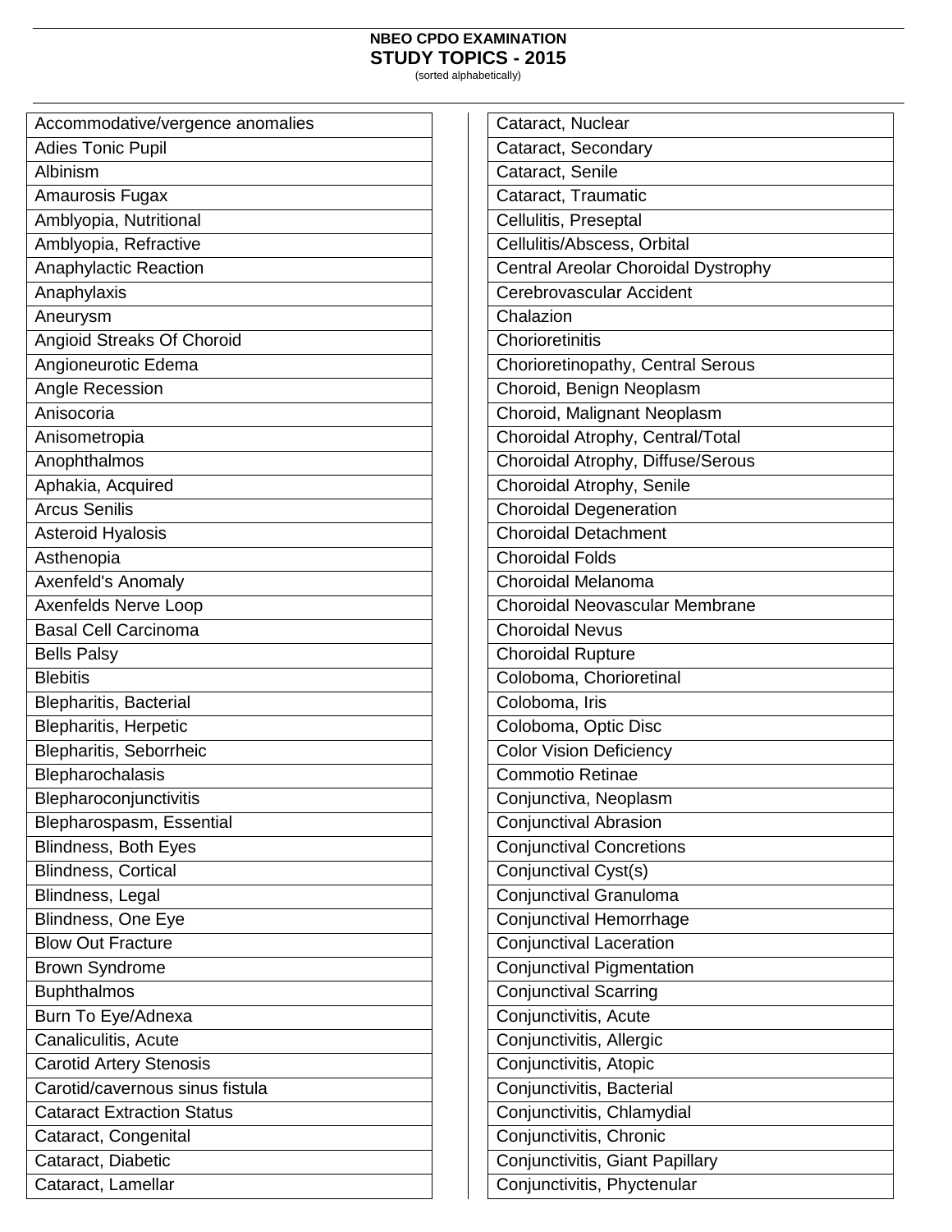# NBEO CPDO EXAMINATION
## STUDY TOPICS - 2015
(sorted alphabetically)

| |
|---|
| Accommodative/vergence anomalies |
| Adies Tonic Pupil |
| Albinism |
| Amaurosis Fugax |
| Amblyopia, Nutritional |
| Amblyopia, Refractive |
| Anaphylactic Reaction |
| Anaphylaxis |
| Aneurysm |
| Angioid Streaks Of Choroid |
| Angioneurotic Edema |
| Angle Recession |
| Anisocoria |
| Anisometropia |
| Anophthalmos |
| Aphakia, Acquired |
| Arcus Senilis |
| Asteroid Hyalosis |
| Asthenopia |
| Axenfeld's Anomaly |
| Axenfelds Nerve Loop |
| Basal Cell Carcinoma |
| Bells Palsy |
| Blebitis |
| Blepharitis, Bacterial |
| Blepharitis, Herpetic |
| Blepharitis, Seborrheic |
| Blepharochalasis |
| Blepharoconjunctivitis |
| Blepharospasm, Essential |
| Blindness, Both Eyes |
| Blindness, Cortical |
| Blindness, Legal |
| Blindness, One Eye |
| Blow Out Fracture |
| Brown Syndrome |
| Buphthalmos |
| Burn To Eye/Adnexa |
| Canaliculitis, Acute |
| Carotid Artery Stenosis |
| Carotid/cavernous sinus fistula |
| Cataract Extraction Status |
| Cataract, Congenital |
| Cataract, Diabetic |
| Cataract, Lamellar |
| Cataract, Nuclear |
| Cataract, Secondary |
| Cataract, Senile |
| Cataract, Traumatic |
| Cellulitis, Preseptal |
| Cellulitis/Abscess, Orbital |
| Central Areolar Choroidal Dystrophy |
| Cerebrovascular Accident |
| Chalazion |
| Chorioretinitis |
| Chorioretinopathy, Central Serous |
| Choroid, Benign Neoplasm |
| Choroid, Malignant Neoplasm |
| Choroidal Atrophy, Central/Total |
| Choroidal Atrophy, Diffuse/Serous |
| Choroidal Atrophy, Senile |
| Choroidal Degeneration |
| Choroidal Detachment |
| Choroidal Folds |
| Choroidal Melanoma |
| Choroidal Neovascular Membrane |
| Choroidal Nevus |
| Choroidal Rupture |
| Coloboma, Chorioretinal |
| Coloboma, Iris |
| Coloboma, Optic Disc |
| Color Vision Deficiency |
| Commotio Retinae |
| Conjunctiva, Neoplasm |
| Conjunctival Abrasion |
| Conjunctival Concretions |
| Conjunctival Cyst(s) |
| Conjunctival Granuloma |
| Conjunctival Hemorrhage |
| Conjunctival Laceration |
| Conjunctival Pigmentation |
| Conjunctival Scarring |
| Conjunctivitis, Acute |
| Conjunctivitis, Allergic |
| Conjunctivitis, Atopic |
| Conjunctivitis, Bacterial |
| Conjunctivitis, Chlamydial |
| Conjunctivitis, Chronic |
| Conjunctivitis, Giant Papillary |
| Conjunctivitis, Phyctenular |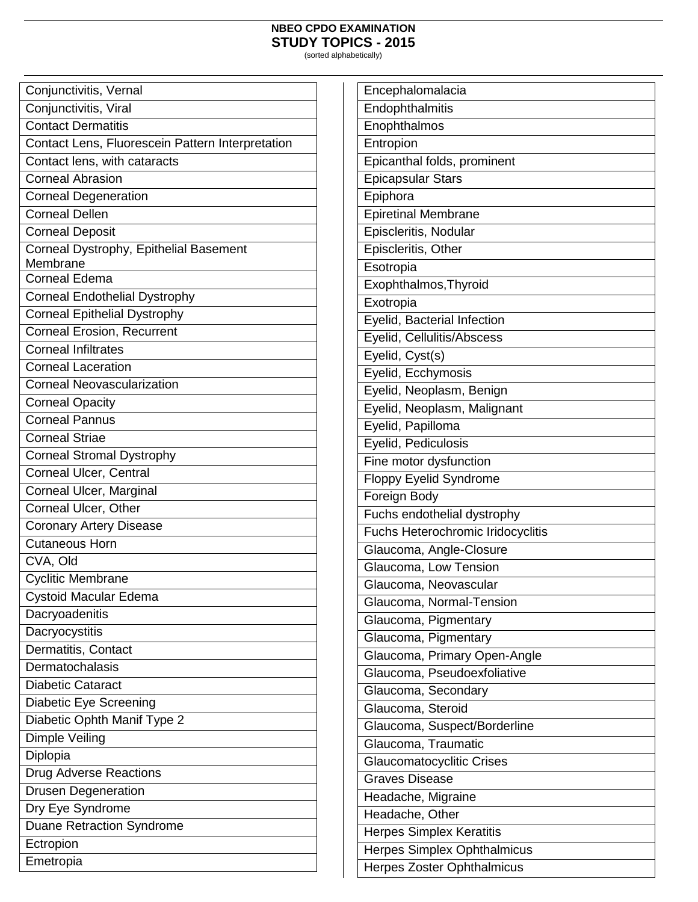**NBEO CPDO EXAMINATION**
**STUDY TOPICS - 2015**
(sorted alphabetically)

| |
|---|
| Conjunctivitis, Vernal |
| Conjunctivitis, Viral |
| Contact Dermatitis |
| Contact Lens, Fluorescein Pattern Interpretation |
| Contact lens, with cataracts |
| Corneal Abrasion |
| Corneal Degeneration |
| Corneal Dellen |
| Corneal Deposit |
| Corneal Dystrophy, Epithelial Basement Membrane |
| Corneal Edema |
| Corneal Endothelial Dystrophy |
| Corneal Epithelial Dystrophy |
| Corneal Erosion, Recurrent |
| Corneal Infiltrates |
| Corneal Laceration |
| Corneal Neovascularization |
| Corneal Opacity |
| Corneal Pannus |
| Corneal Striae |
| Corneal Stromal Dystrophy |
| Corneal Ulcer, Central |
| Corneal Ulcer, Marginal |
| Corneal Ulcer, Other |
| Coronary Artery Disease |
| Cutaneous Horn |
| CVA, Old |
| Cyclitic Membrane |
| Cystoid Macular Edema |
| Dacryoadenitis |
| Dacryocystitis |
| Dermatitis, Contact |
| Dermatochalasis |
| Diabetic Cataract |
| Diabetic Eye Screening |
| Diabetic Ophth Manif Type 2 |
| Dimple Veiling |
| Diplopia |
| Drug Adverse Reactions |
| Drusen Degeneration |
| Dry Eye Syndrome |
| Duane Retraction Syndrome |
| Ectropion |
| Emetropia |
| Encephalomalacia |
| Endophthalmitis |
| Enophthalmos |
| Entropion |
| Epicanthal folds, prominent |
| Epicapsular Stars |
| Epiphora |
| Epiretinal Membrane |
| Episcleritis, Nodular |
| Episcleritis, Other |
| Esotropia |
| Exophthalmos,Thyroid |
| Exotropia |
| Eyelid, Bacterial Infection |
| Eyelid, Cellulitis/Abscess |
| Eyelid, Cyst(s) |
| Eyelid, Ecchymosis |
| Eyelid, Neoplasm, Benign |
| Eyelid, Neoplasm, Malignant |
| Eyelid, Papilloma |
| Eyelid, Pediculosis |
| Fine motor dysfunction |
| Floppy Eyelid Syndrome |
| Foreign Body |
| Fuchs endothelial dystrophy |
| Fuchs Heterochromic Iridocyclitis |
| Glaucoma, Angle-Closure |
| Glaucoma, Low Tension |
| Glaucoma, Neovascular |
| Glaucoma, Normal-Tension |
| Glaucoma, Pigmentary |
| Glaucoma, Pigmentary |
| Glaucoma, Primary Open-Angle |
| Glaucoma, Pseudoexfoliative |
| Glaucoma, Secondary |
| Glaucoma, Steroid |
| Glaucoma, Suspect/Borderline |
| Glaucoma, Traumatic |
| Glaucomatocyclitic Crises |
| Graves Disease |
| Headache, Migraine |
| Headache, Other |
| Herpes Simplex Keratitis |
| Herpes Simplex Ophthalmicus |
| Herpes Zoster Ophthalmicus |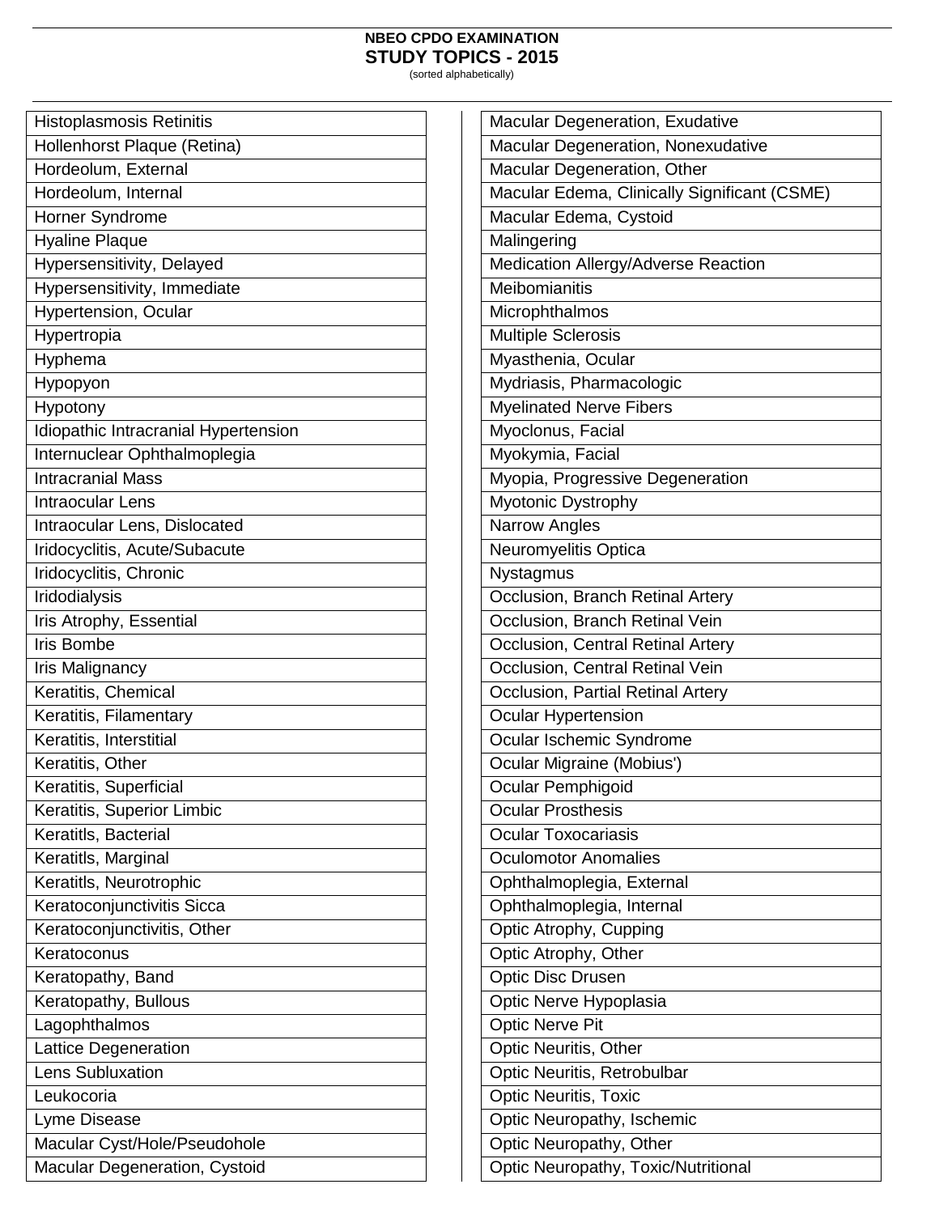**NBEO CPDO EXAMINATION**
**STUDY TOPICS - 2015**
(sorted alphabetically)

| |
|---|
| Histoplasmosis Retinitis |
| Hollenhorst Plaque (Retina) |
| Hordeolum, External |
| Hordeolum, Internal |
| Horner Syndrome |
| Hyaline Plaque |
| Hypersensitivity, Delayed |
| Hypersensitivity, Immediate |
| Hypertension, Ocular |
| Hypertropia |
| Hyphema |
| Hypopyon |
| Hypotony |
| Idiopathic Intracranial Hypertension |
| Internuclear Ophthalmoplegia |
| Intracranial Mass |
| Intraocular Lens |
| Intraocular Lens, Dislocated |
| Iridocyclitis, Acute/Subacute |
| Iridocyclitis, Chronic |
| Iridodialysis |
| Iris Atrophy, Essential |
| Iris Bombe |
| Iris Malignancy |
| Keratitis, Chemical |
| Keratitis, Filamentary |
| Keratitis, Interstitial |
| Keratitis, Other |
| Keratitis, Superficial |
| Keratitis, Superior Limbic |
| Keratitls, Bacterial |
| Keratitls, Marginal |
| Keratitls, Neurotrophic |
| Keratoconjunctivitis Sicca |
| Keratoconjunctivitis, Other |
| Keratoconus |
| Keratopathy, Band |
| Keratopathy, Bullous |
| Lagophthalmos |
| Lattice Degeneration |
| Lens Subluxation |
| Leukocoria |
| Lyme Disease |
| Macular Cyst/Hole/Pseudohole |
| Macular Degeneration, Cystoid |
| Macular Degeneration, Exudative |
| Macular Degeneration, Nonexudative |
| Macular Degeneration, Other |
| Macular Edema, Clinically Significant (CSME) |
| Macular Edema, Cystoid |
| Malingering |
| Medication Allergy/Adverse Reaction |
| Meibomianitis |
| Microphthalmos |
| Multiple Sclerosis |
| Myasthenia, Ocular |
| Mydriasis, Pharmacologic |
| Myelinated Nerve Fibers |
| Myoclonus, Facial |
| Myokymia, Facial |
| Myopia, Progressive Degeneration |
| Myotonic Dystrophy |
| Narrow Angles |
| Neuromyelitis Optica |
| Nystagmus |
| Occlusion, Branch Retinal Artery |
| Occlusion, Branch Retinal Vein |
| Occlusion, Central Retinal Artery |
| Occlusion, Central Retinal Vein |
| Occlusion, Partial Retinal Artery |
| Ocular Hypertension |
| Ocular Ischemic Syndrome |
| Ocular Migraine (Mobius') |
| Ocular Pemphigoid |
| Ocular Prosthesis |
| Ocular Toxocariasis |
| Oculomotor Anomalies |
| Ophthalmoplegia, External |
| Ophthalmoplegia, Internal |
| Optic Atrophy, Cupping |
| Optic Atrophy, Other |
| Optic Disc Drusen |
| Optic Nerve Hypoplasia |
| Optic Nerve Pit |
| Optic Neuritis, Other |
| Optic Neuritis, Retrobulbar |
| Optic Neuritis, Toxic |
| Optic Neuropathy, Ischemic |
| Optic Neuropathy, Other |
| Optic Neuropathy, Toxic/Nutritional |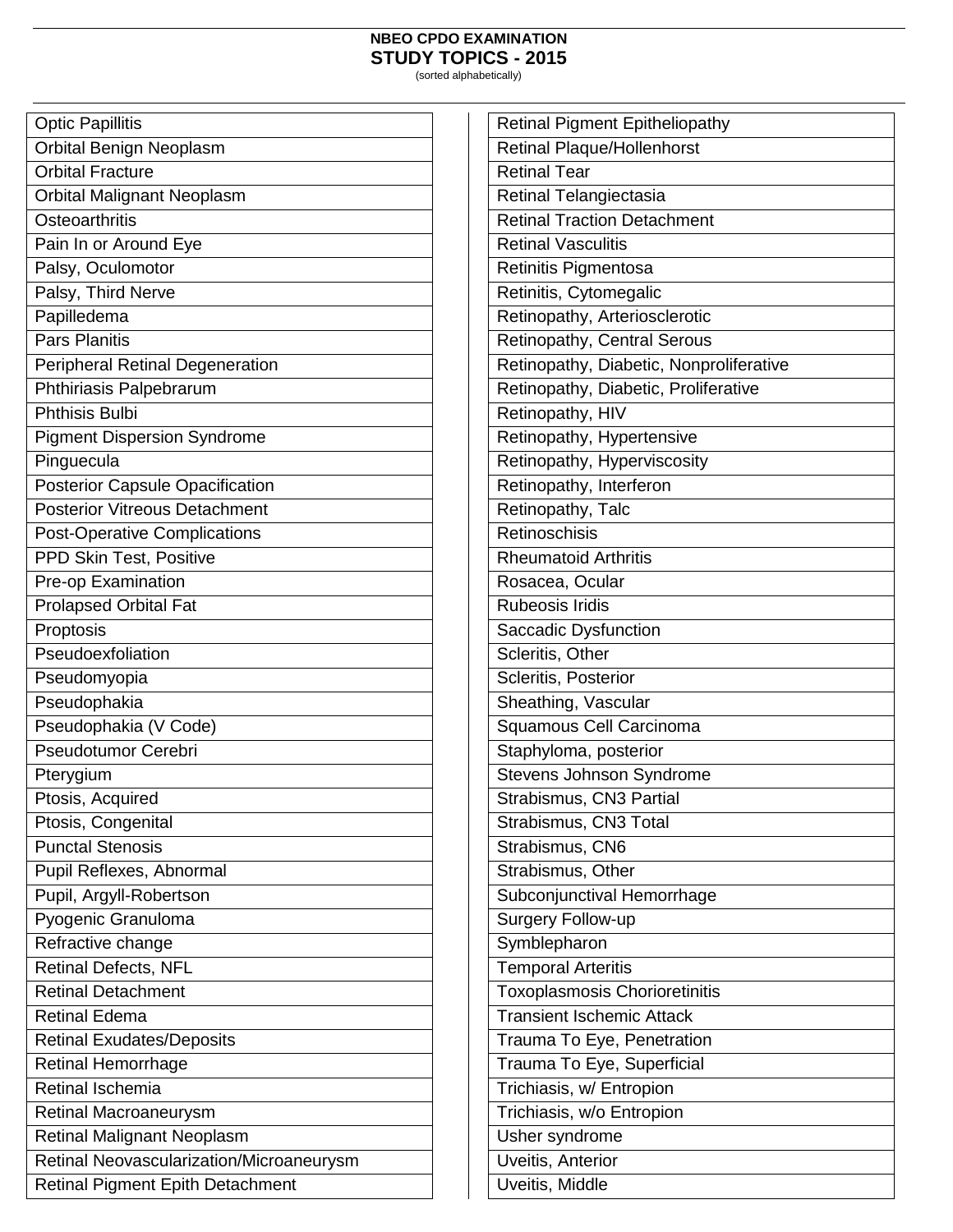- Optic Papillitis
- Orbital Benign Neoplasm
- Orbital Fracture
- Orbital Malignant Neoplasm
- Osteoarthritis
- Pain In or Around Eye
- Palsy, Oculomotor
- Palsy, Third Nerve
- Papilledema
- Pars Planitis
- Peripheral Retinal Degeneration
- Phthiriasis Palpebrarum
- Phthisis Bulbi
- Pigment Dispersion Syndrome
- Pinguecula
- Posterior Capsule Opacification
- Posterior Vitreous Detachment
- Post-Operative Complications
- PPD Skin Test, Positive
- Pre-op Examination
- Prolapsed Orbital Fat
- Proptosis
- Pseudoexfoliation
- Pseudomyopia
- Pseudophakia
- Pseudophakia (V Code)
- Pseudotumor Cerebri
- Pterygium
- Ptosis, Acquired
- Ptosis, Congenital
- Punctal Stenosis
- Pupil Reflexes, Abnormal
- Pupil, Argyll-Robertson
- Pyogenic Granuloma
- Refractive change
- Retinal Defects, NFL
- Retinal Detachment
- Retinal Edema
- Retinal Exudates/Deposits
- Retinal Hemorrhage
- Retinal Ischemia
- Retinal Macroaneurysm
- Retinal Malignant Neoplasm
- Retinal Neovascularization/Microaneurysm
- Retinal Pigment Epith Detachment
- Retinal Pigment Epitheliopathy
- Retinal Plaque/Hollenhorst
- Retinal Tear
- Retinal Telangiectasia
- Retinal Traction Detachment
- Retinal Vasculitis
- Retinitis Pigmentosa
- Retinitis, Cytomegalic
- Retinopathy, Arteriosclerotic
- Retinopathy, Central Serous
- Retinopathy, Diabetic, Nonproliferative
- Retinopathy, Diabetic, Proliferative
- Retinopathy, HIV
- Retinopathy, Hypertensive
- Retinopathy, Hyperviscosity
- Retinopathy, Interferon
- Retinopathy, Talc
- Retinoschisis
- Rheumatoid Arthritis
- Rosacea, Ocular
- Rubeosis Iridis
- Saccadic Dysfunction
- Scleritis, Other
- Scleritis, Posterior
- Sheathing, Vascular
- Squamous Cell Carcinoma
- Staphyloma, posterior
- Stevens Johnson Syndrome
- Strabismus, CN3 Partial
- Strabismus, CN3 Total
- Strabismus, CN6
- Strabismus, Other
- Subconjunctival Hemorrhage
- Surgery Follow-up
- Symblepharon
- Temporal Arteritis
- Toxoplasmosis Chorioretinitis
- Transient Ischemic Attack
- Trauma To Eye, Penetration
- Trauma To Eye, Superficial
- Trichiasis, w/ Entropion
- Trichiasis, w/o Entropion
- Usher syndrome
- Uveitis, Anterior
- Uveitis, Middle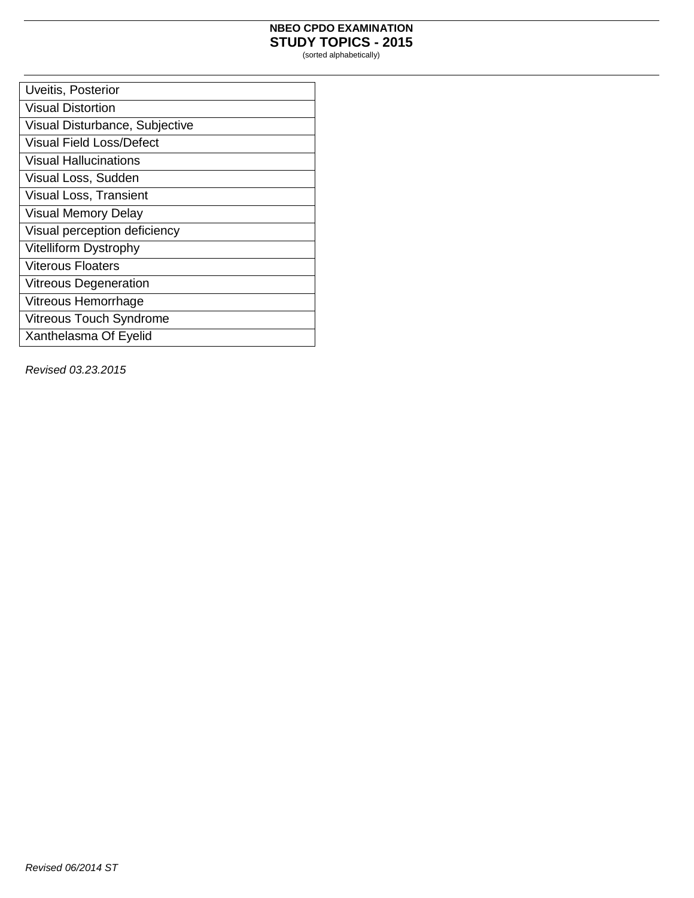| |
|---|
| Uveitis, Posterior |
| Visual Distortion |
| Visual Disturbance, Subjective |
| Visual Field Loss/Defect |
| Visual Hallucinations |
| Visual Loss, Sudden |
| Visual Loss, Transient |
| Visual Memory Delay |
| Visual perception deficiency |
| Vitelliform Dystrophy |
| Viterous Floaters |
| Vitreous Degeneration |
| Vitreous Hemorrhage |
| Vitreous Touch Syndrome |
| Xanthelasma Of Eyelid |

*Revised 03.23.2015*